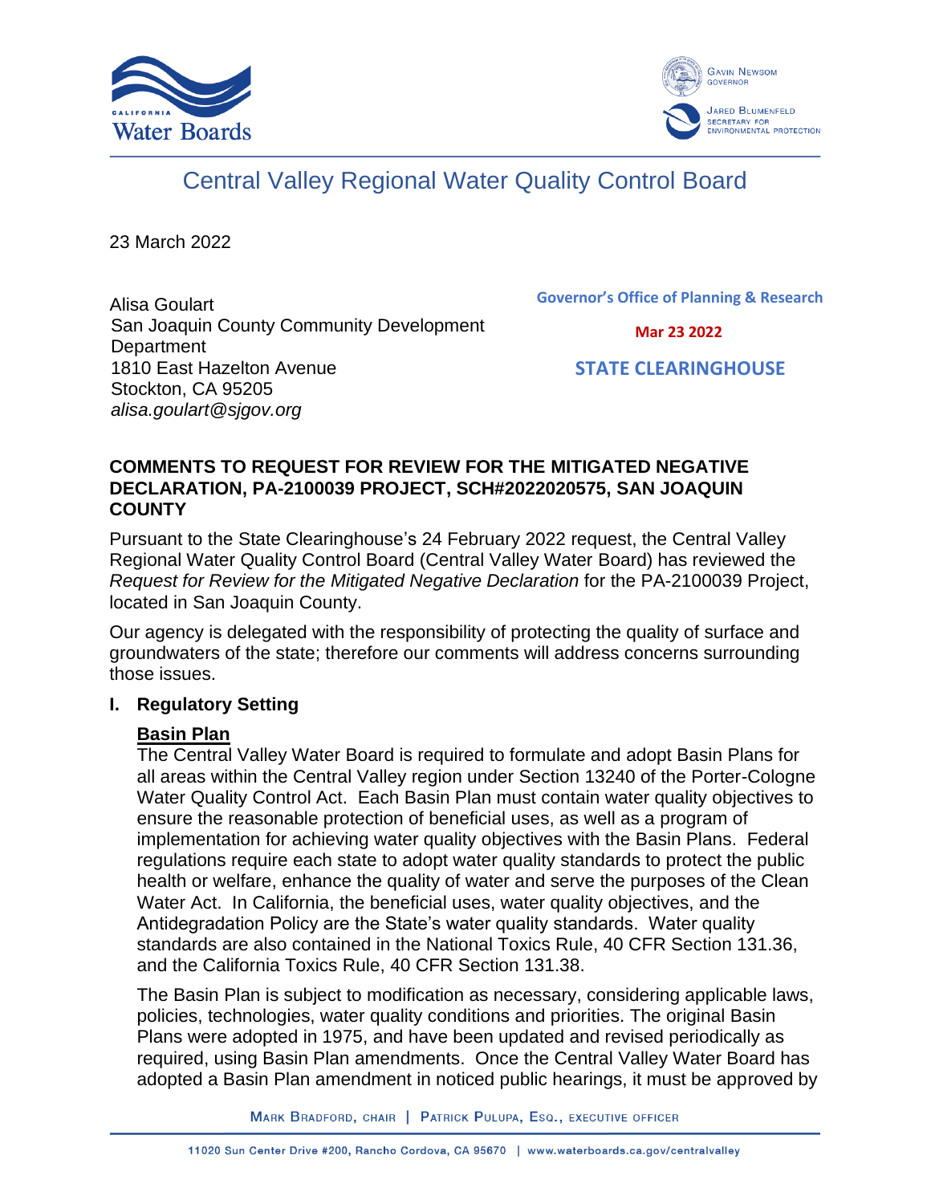# Central Valley Regional Water Quality Control Board

23 March 2022

Alisa Goulart
San Joaquin County Community Development Department
1810 East Hazelton Avenue
Stockton, CA 95205
*alisa.goulart@sjgov.org*

**Governor's Office of Planning & Research**

**Mar 23 2022**

**STATE CLEARINGHOUSE**

**COMMENTS TO REQUEST FOR REVIEW FOR THE MITIGATED NEGATIVE DECLARATION, PA-2100039 PROJECT, SCH#2022020575, SAN JOAQUIN COUNTY**

Pursuant to the State Clearinghouse's 24 February 2022 request, the Central Valley Regional Water Quality Control Board (Central Valley Water Board) has reviewed the *Request for Review for the Mitigated Negative Declaration* for the PA-2100039 Project, located in San Joaquin County.

Our agency is delegated with the responsibility of protecting the quality of surface and groundwaters of the state; therefore our comments will address concerns surrounding those issues.

## I. Regulatory Setting

**Basin Plan**

The Central Valley Water Board is required to formulate and adopt Basin Plans for all areas within the Central Valley region under Section 13240 of the Porter-Cologne Water Quality Control Act. Each Basin Plan must contain water quality objectives to ensure the reasonable protection of beneficial uses, as well as a program of implementation for achieving water quality objectives with the Basin Plans. Federal regulations require each state to adopt water quality standards to protect the public health or welfare, enhance the quality of water and serve the purposes of the Clean Water Act. In California, the beneficial uses, water quality objectives, and the Antidegradation Policy are the State's water quality standards. Water quality standards are also contained in the National Toxics Rule, 40 CFR Section 131.36, and the California Toxics Rule, 40 CFR Section 131.38.

The Basin Plan is subject to modification as necessary, considering applicable laws, policies, technologies, water quality conditions and priorities. The original Basin Plans were adopted in 1975, and have been updated and revised periodically as required, using Basin Plan amendments. Once the Central Valley Water Board has adopted a Basin Plan amendment in noticed public hearings, it must be approved by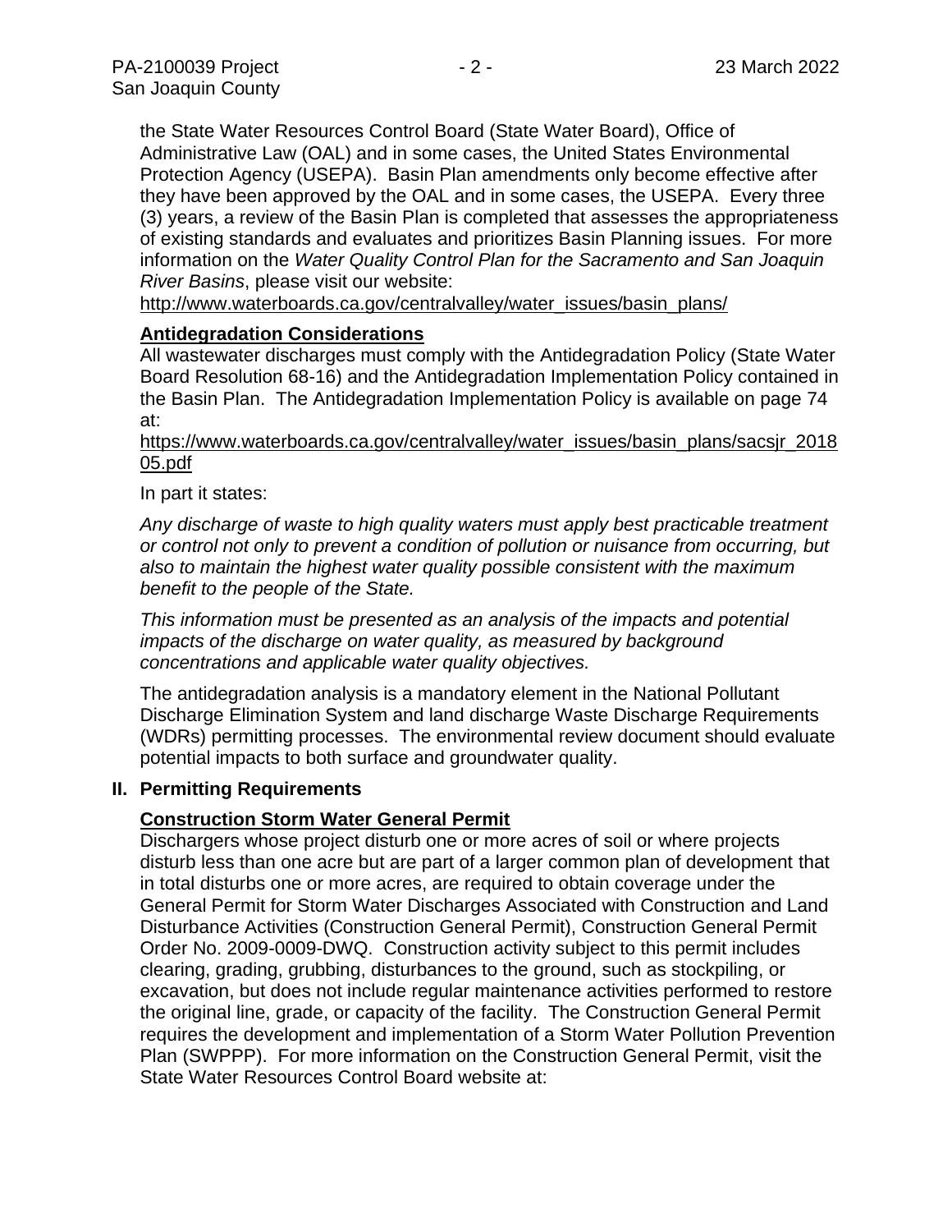the State Water Resources Control Board (State Water Board), Office of Administrative Law (OAL) and in some cases, the United States Environmental Protection Agency (USEPA). Basin Plan amendments only become effective after they have been approved by the OAL and in some cases, the USEPA. Every three (3) years, a review of the Basin Plan is completed that assesses the appropriateness of existing standards and evaluates and prioritizes Basin Planning issues. For more information on the *Water Quality Control Plan for the Sacramento and San Joaquin River Basins*, please visit our website:

http://www.waterboards.ca.gov/centralvalley/water_issues/basin_plans/

**Antidegradation Considerations**

All wastewater discharges must comply with the Antidegradation Policy (State Water Board Resolution 68-16) and the Antidegradation Implementation Policy contained in the Basin Plan. The Antidegradation Implementation Policy is available on page 74 at:

https://www.waterboards.ca.gov/centralvalley/water_issues/basin_plans/sacsjr_201805.pdf

In part it states:

*Any discharge of waste to high quality waters must apply best practicable treatment or control not only to prevent a condition of pollution or nuisance from occurring, but also to maintain the highest water quality possible consistent with the maximum benefit to the people of the State.*

*This information must be presented as an analysis of the impacts and potential impacts of the discharge on water quality, as measured by background concentrations and applicable water quality objectives.*

The antidegradation analysis is a mandatory element in the National Pollutant Discharge Elimination System and land discharge Waste Discharge Requirements (WDRs) permitting processes. The environmental review document should evaluate potential impacts to both surface and groundwater quality.

## II. Permitting Requirements

**Construction Storm Water General Permit**

Dischargers whose project disturb one or more acres of soil or where projects disturb less than one acre but are part of a larger common plan of development that in total disturbs one or more acres, are required to obtain coverage under the General Permit for Storm Water Discharges Associated with Construction and Land Disturbance Activities (Construction General Permit), Construction General Permit Order No. 2009-0009-DWQ. Construction activity subject to this permit includes clearing, grading, grubbing, disturbances to the ground, such as stockpiling, or excavation, but does not include regular maintenance activities performed to restore the original line, grade, or capacity of the facility. The Construction General Permit requires the development and implementation of a Storm Water Pollution Prevention Plan (SWPPP). For more information on the Construction General Permit, visit the State Water Resources Control Board website at: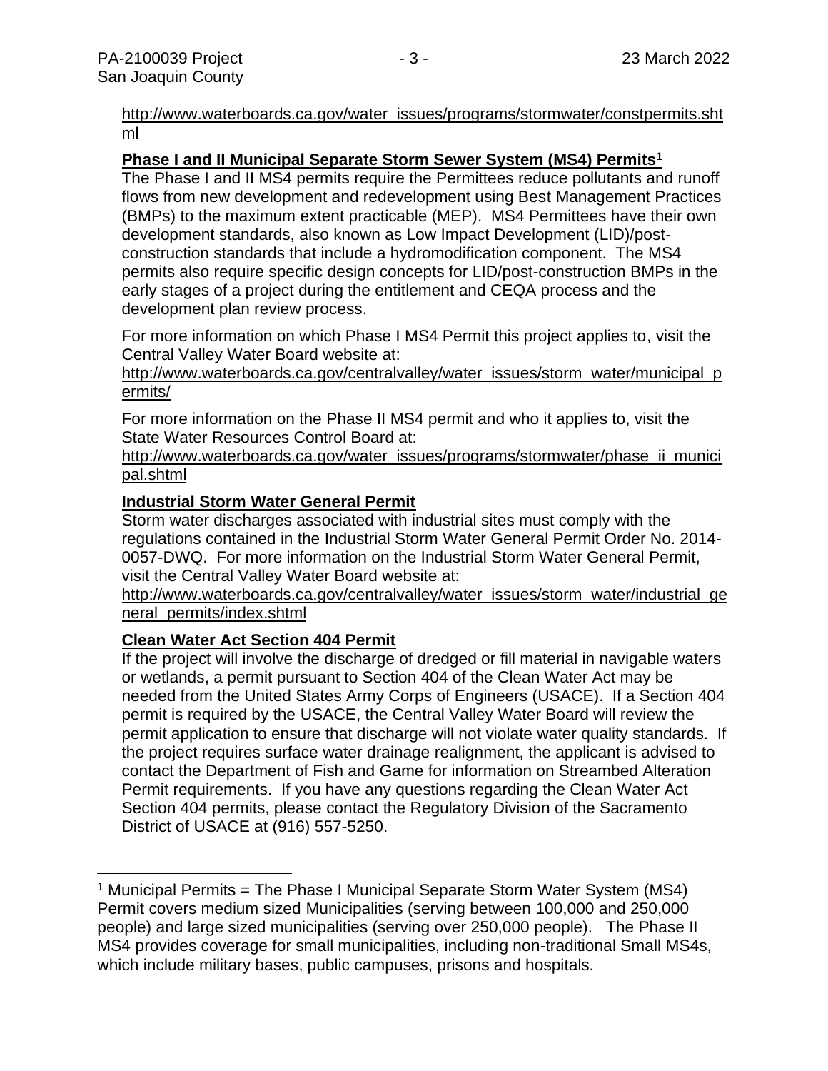http://www.waterboards.ca.gov/water_issues/programs/stormwater/constpermits.shtml

**Phase I and II Municipal Separate Storm Sewer System (MS4) Permits[1]**

The Phase I and II MS4 permits require the Permittees reduce pollutants and runoff flows from new development and redevelopment using Best Management Practices (BMPs) to the maximum extent practicable (MEP). MS4 Permittees have their own development standards, also known as Low Impact Development (LID)/post-construction standards that include a hydromodification component. The MS4 permits also require specific design concepts for LID/post-construction BMPs in the early stages of a project during the entitlement and CEQA process and the development plan review process.

For more information on which Phase I MS4 Permit this project applies to, visit the Central Valley Water Board website at:
http://www.waterboards.ca.gov/centralvalley/water_issues/storm_water/municipal_permits/

For more information on the Phase II MS4 permit and who it applies to, visit the State Water Resources Control Board at:
http://www.waterboards.ca.gov/water_issues/programs/stormwater/phase_ii_municipal.shtml

**Industrial Storm Water General Permit**

Storm water discharges associated with industrial sites must comply with the regulations contained in the Industrial Storm Water General Permit Order No. 2014-0057-DWQ. For more information on the Industrial Storm Water General Permit, visit the Central Valley Water Board website at:
http://www.waterboards.ca.gov/centralvalley/water_issues/storm_water/industrial_general_permits/index.shtml

**Clean Water Act Section 404 Permit**

If the project will involve the discharge of dredged or fill material in navigable waters or wetlands, a permit pursuant to Section 404 of the Clean Water Act may be needed from the United States Army Corps of Engineers (USACE). If a Section 404 permit is required by the USACE, the Central Valley Water Board will review the permit application to ensure that discharge will not violate water quality standards. If the project requires surface water drainage realignment, the applicant is advised to contact the Department of Fish and Game for information on Streambed Alteration Permit requirements. If you have any questions regarding the Clean Water Act Section 404 permits, please contact the Regulatory Division of the Sacramento District of USACE at (916) 557-5250.

---

[1] Municipal Permits = The Phase I Municipal Separate Storm Water System (MS4) Permit covers medium sized Municipalities (serving between 100,000 and 250,000 people) and large sized municipalities (serving over 250,000 people). The Phase II MS4 provides coverage for small municipalities, including non-traditional Small MS4s, which include military bases, public campuses, prisons and hospitals.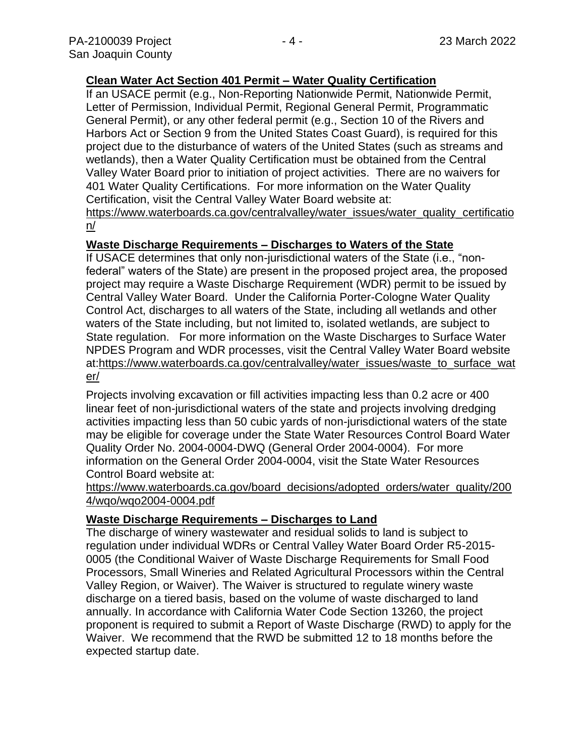**Clean Water Act Section 401 Permit – Water Quality Certification**

If an USACE permit (e.g., Non-Reporting Nationwide Permit, Nationwide Permit, Letter of Permission, Individual Permit, Regional General Permit, Programmatic General Permit), or any other federal permit (e.g., Section 10 of the Rivers and Harbors Act or Section 9 from the United States Coast Guard), is required for this project due to the disturbance of waters of the United States (such as streams and wetlands), then a Water Quality Certification must be obtained from the Central Valley Water Board prior to initiation of project activities. There are no waivers for 401 Water Quality Certifications. For more information on the Water Quality Certification, visit the Central Valley Water Board website at: https://www.waterboards.ca.gov/centralvalley/water_issues/water_quality_certification/

**Waste Discharge Requirements – Discharges to Waters of the State**

If USACE determines that only non-jurisdictional waters of the State (i.e., "non-federal" waters of the State) are present in the proposed project area, the proposed project may require a Waste Discharge Requirement (WDR) permit to be issued by Central Valley Water Board. Under the California Porter-Cologne Water Quality Control Act, discharges to all waters of the State, including all wetlands and other waters of the State including, but not limited to, isolated wetlands, are subject to State regulation. For more information on the Waste Discharges to Surface Water NPDES Program and WDR processes, visit the Central Valley Water Board website at:https://www.waterboards.ca.gov/centralvalley/water_issues/waste_to_surface_water/

Projects involving excavation or fill activities impacting less than 0.2 acre or 400 linear feet of non-jurisdictional waters of the state and projects involving dredging activities impacting less than 50 cubic yards of non-jurisdictional waters of the state may be eligible for coverage under the State Water Resources Control Board Water Quality Order No. 2004-0004-DWQ (General Order 2004-0004). For more information on the General Order 2004-0004, visit the State Water Resources Control Board website at: https://www.waterboards.ca.gov/board_decisions/adopted_orders/water_quality/2004/wqo/wqo2004-0004.pdf

**Waste Discharge Requirements – Discharges to Land**

The discharge of winery wastewater and residual solids to land is subject to regulation under individual WDRs or Central Valley Water Board Order R5-2015-0005 (the Conditional Waiver of Waste Discharge Requirements for Small Food Processors, Small Wineries and Related Agricultural Processors within the Central Valley Region, or Waiver). The Waiver is structured to regulate winery waste discharge on a tiered basis, based on the volume of waste discharged to land annually. In accordance with California Water Code Section 13260, the project proponent is required to submit a Report of Waste Discharge (RWD) to apply for the Waiver. We recommend that the RWD be submitted 12 to 18 months before the expected startup date.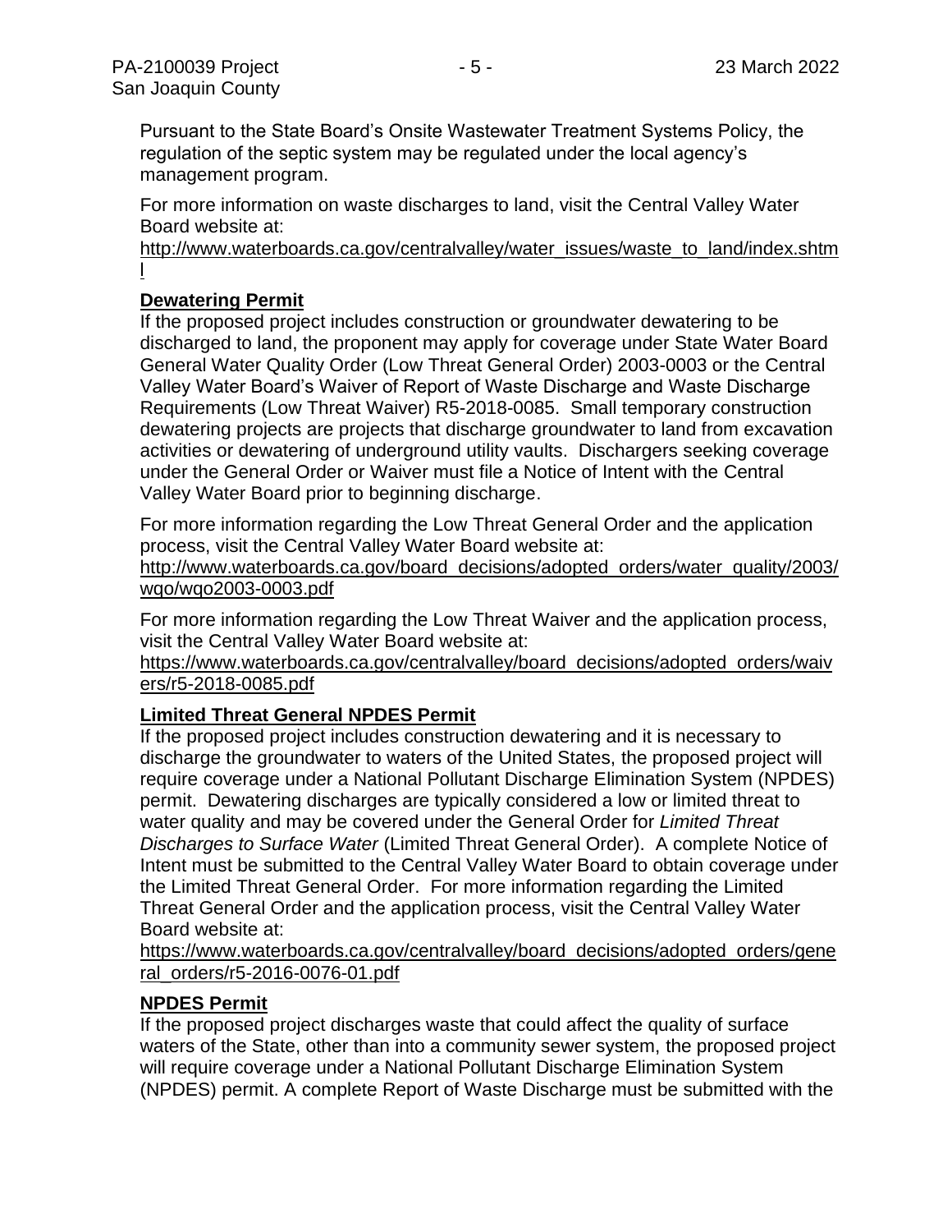Pursuant to the State Board's Onsite Wastewater Treatment Systems Policy, the regulation of the septic system may be regulated under the local agency's management program.

For more information on waste discharges to land, visit the Central Valley Water Board website at:
http://www.waterboards.ca.gov/centralvalley/water_issues/waste_to_land/index.shtml

**Dewatering Permit**

If the proposed project includes construction or groundwater dewatering to be discharged to land, the proponent may apply for coverage under State Water Board General Water Quality Order (Low Threat General Order) 2003-0003 or the Central Valley Water Board's Waiver of Report of Waste Discharge and Waste Discharge Requirements (Low Threat Waiver) R5-2018-0085. Small temporary construction dewatering projects are projects that discharge groundwater to land from excavation activities or dewatering of underground utility vaults. Dischargers seeking coverage under the General Order or Waiver must file a Notice of Intent with the Central Valley Water Board prior to beginning discharge.

For more information regarding the Low Threat General Order and the application process, visit the Central Valley Water Board website at:
http://www.waterboards.ca.gov/board_decisions/adopted_orders/water_quality/2003/wqo/wqo2003-0003.pdf

For more information regarding the Low Threat Waiver and the application process, visit the Central Valley Water Board website at:
https://www.waterboards.ca.gov/centralvalley/board_decisions/adopted_orders/waivers/r5-2018-0085.pdf

**Limited Threat General NPDES Permit**

If the proposed project includes construction dewatering and it is necessary to discharge the groundwater to waters of the United States, the proposed project will require coverage under a National Pollutant Discharge Elimination System (NPDES) permit. Dewatering discharges are typically considered a low or limited threat to water quality and may be covered under the General Order for *Limited Threat Discharges to Surface Water* (Limited Threat General Order). A complete Notice of Intent must be submitted to the Central Valley Water Board to obtain coverage under the Limited Threat General Order. For more information regarding the Limited Threat General Order and the application process, visit the Central Valley Water Board website at:
https://www.waterboards.ca.gov/centralvalley/board_decisions/adopted_orders/general_orders/r5-2016-0076-01.pdf

**NPDES Permit**

If the proposed project discharges waste that could affect the quality of surface waters of the State, other than into a community sewer system, the proposed project will require coverage under a National Pollutant Discharge Elimination System (NPDES) permit. A complete Report of Waste Discharge must be submitted with the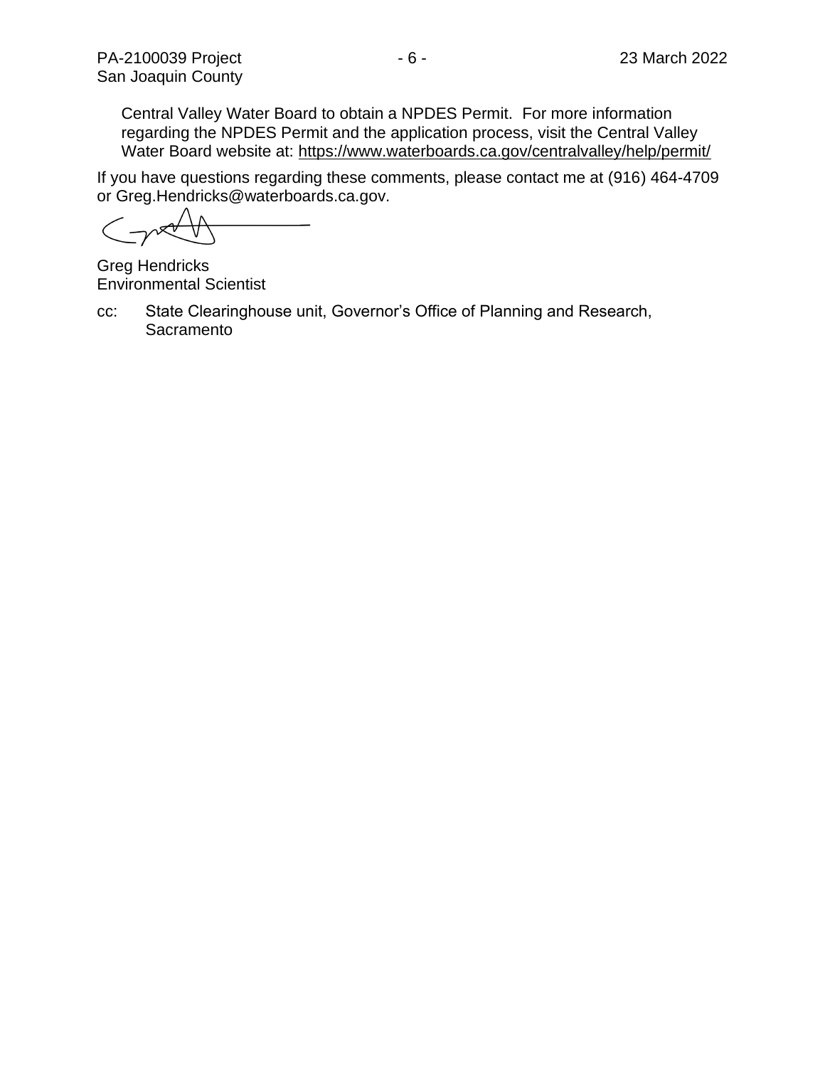Central Valley Water Board to obtain a NPDES Permit. For more information regarding the NPDES Permit and the application process, visit the Central Valley Water Board website at: https://www.waterboards.ca.gov/centralvalley/help/permit/

If you have questions regarding these comments, please contact me at (916) 464-4709 or Greg.Hendricks@waterboards.ca.gov.

Greg Hendricks
Environmental Scientist

cc: State Clearinghouse unit, Governor's Office of Planning and Research, Sacramento